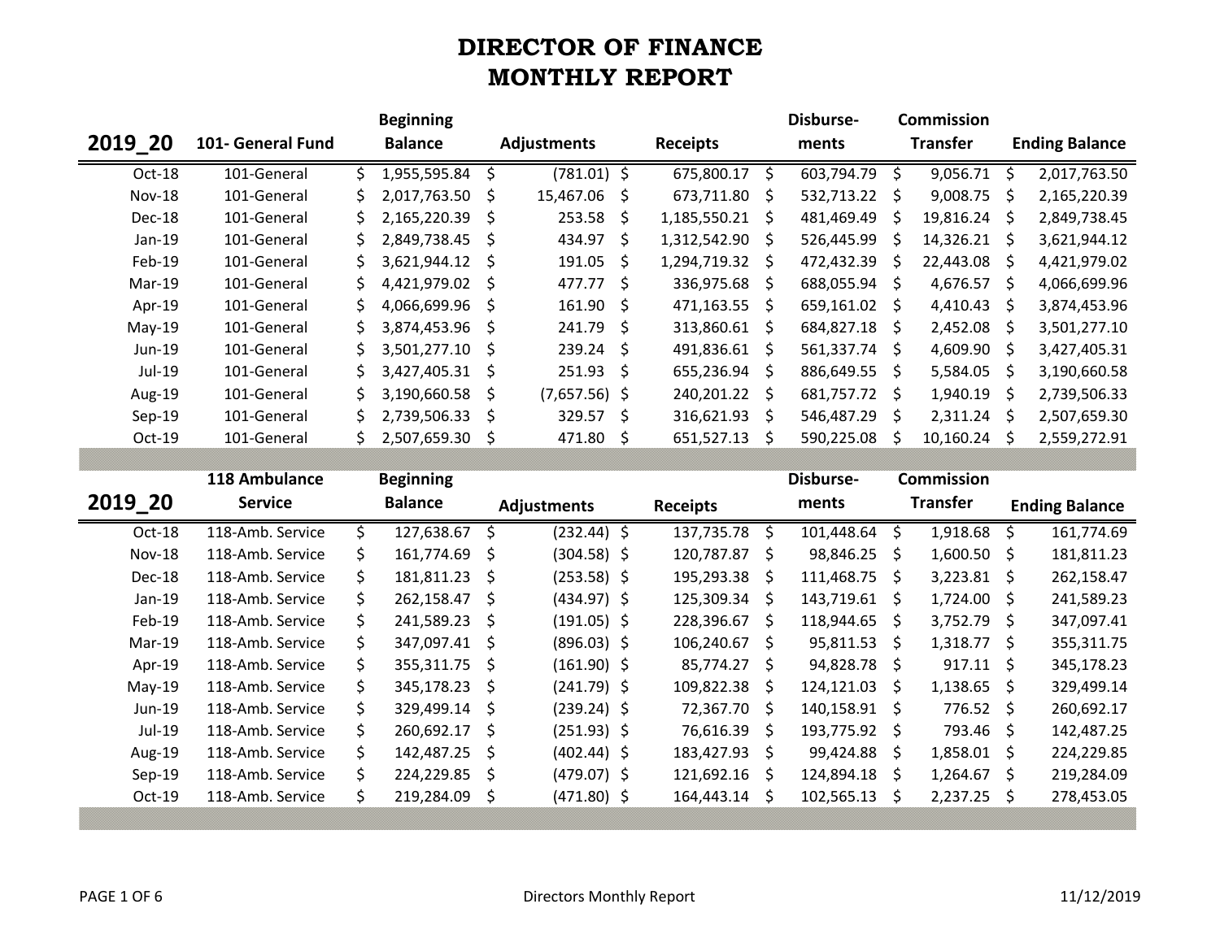# DIRECTOR OF FINANCE
# MONTHLY REPORT

| 2019_20 | 101- General Fund | Beginning Balance | Adjustments | Receipts | Disburse-ments | Commission Transfer | Ending Balance |
|---|---|---|---|---|---|---|---|
| Oct-18 | 101-General | $ 1,955,595.84 | $ (781.01) | $ 675,800.17 | $ 603,794.79 | $ 9,056.71 | $ 2,017,763.50 |
| Nov-18 | 101-General | $ 2,017,763.50 | $ 15,467.06 | $ 673,711.80 | $ 532,713.22 | $ 9,008.75 | $ 2,165,220.39 |
| Dec-18 | 101-General | $ 2,165,220.39 | $ 253.58 | $ 1,185,550.21 | $ 481,469.49 | $ 19,816.24 | $ 2,849,738.45 |
| Jan-19 | 101-General | $ 2,849,738.45 | $ 434.97 | $ 1,312,542.90 | $ 526,445.99 | $ 14,326.21 | $ 3,621,944.12 |
| Feb-19 | 101-General | $ 3,621,944.12 | $ 191.05 | $ 1,294,719.32 | $ 472,432.39 | $ 22,443.08 | $ 4,421,979.02 |
| Mar-19 | 101-General | $ 4,421,979.02 | $ 477.77 | $ 336,975.68 | $ 688,055.94 | $ 4,676.57 | $ 4,066,699.96 |
| Apr-19 | 101-General | $ 4,066,699.96 | $ 161.90 | $ 471,163.55 | $ 659,161.02 | $ 4,410.43 | $ 3,874,453.96 |
| May-19 | 101-General | $ 3,874,453.96 | $ 241.79 | $ 313,860.61 | $ 684,827.18 | $ 2,452.08 | $ 3,501,277.10 |
| Jun-19 | 101-General | $ 3,501,277.10 | $ 239.24 | $ 491,836.61 | $ 561,337.74 | $ 4,609.90 | $ 3,427,405.31 |
| Jul-19 | 101-General | $ 3,427,405.31 | $ 251.93 | $ 655,236.94 | $ 886,649.55 | $ 5,584.05 | $ 3,190,660.58 |
| Aug-19 | 101-General | $ 3,190,660.58 | $ (7,657.56) | $ 240,201.22 | $ 681,757.72 | $ 1,940.19 | $ 2,739,506.33 |
| Sep-19 | 101-General | $ 2,739,506.33 | $ 329.57 | $ 316,621.93 | $ 546,487.29 | $ 2,311.24 | $ 2,507,659.30 |
| Oct-19 | 101-General | $ 2,507,659.30 | $ 471.80 | $ 651,527.13 | $ 590,225.08 | $ 10,160.24 | $ 2,559,272.91 |

| 2019_20 | 118 Ambulance Service | Beginning Balance | Adjustments | Receipts | Disburse-ments | Commission Transfer | Ending Balance |
|---|---|---|---|---|---|---|---|
| Oct-18 | 118-Amb. Service | $ 127,638.67 | $ (232.44) | $ 137,735.78 | $ 101,448.64 | $ 1,918.68 | $ 161,774.69 |
| Nov-18 | 118-Amb. Service | $ 161,774.69 | $ (304.58) | $ 120,787.87 | $ 98,846.25 | $ 1,600.50 | $ 181,811.23 |
| Dec-18 | 118-Amb. Service | $ 181,811.23 | $ (253.58) | $ 195,293.38 | $ 111,468.75 | $ 3,223.81 | $ 262,158.47 |
| Jan-19 | 118-Amb. Service | $ 262,158.47 | $ (434.97) | $ 125,309.34 | $ 143,719.61 | $ 1,724.00 | $ 241,589.23 |
| Feb-19 | 118-Amb. Service | $ 241,589.23 | $ (191.05) | $ 228,396.67 | $ 118,944.65 | $ 3,752.79 | $ 347,097.41 |
| Mar-19 | 118-Amb. Service | $ 347,097.41 | $ (896.03) | $ 106,240.67 | $ 95,811.53 | $ 1,318.77 | $ 355,311.75 |
| Apr-19 | 118-Amb. Service | $ 355,311.75 | $ (161.90) | $ 85,774.27 | $ 94,828.78 | $ 917.11 | $ 345,178.23 |
| May-19 | 118-Amb. Service | $ 345,178.23 | $ (241.79) | $ 109,822.38 | $ 124,121.03 | $ 1,138.65 | $ 329,499.14 |
| Jun-19 | 118-Amb. Service | $ 329,499.14 | $ (239.24) | $ 72,367.70 | $ 140,158.91 | $ 776.52 | $ 260,692.17 |
| Jul-19 | 118-Amb. Service | $ 260,692.17 | $ (251.93) | $ 76,616.39 | $ 193,775.92 | $ 793.46 | $ 142,487.25 |
| Aug-19 | 118-Amb. Service | $ 142,487.25 | $ (402.44) | $ 183,427.93 | $ 99,424.88 | $ 1,858.01 | $ 224,229.85 |
| Sep-19 | 118-Amb. Service | $ 224,229.85 | $ (479.07) | $ 121,692.16 | $ 124,894.18 | $ 1,264.67 | $ 219,284.09 |
| Oct-19 | 118-Amb. Service | $ 219,284.09 | $ (471.80) | $ 164,443.14 | $ 102,565.13 | $ 2,237.25 | $ 278,453.05 |

Directors Monthly Report

11/12/2019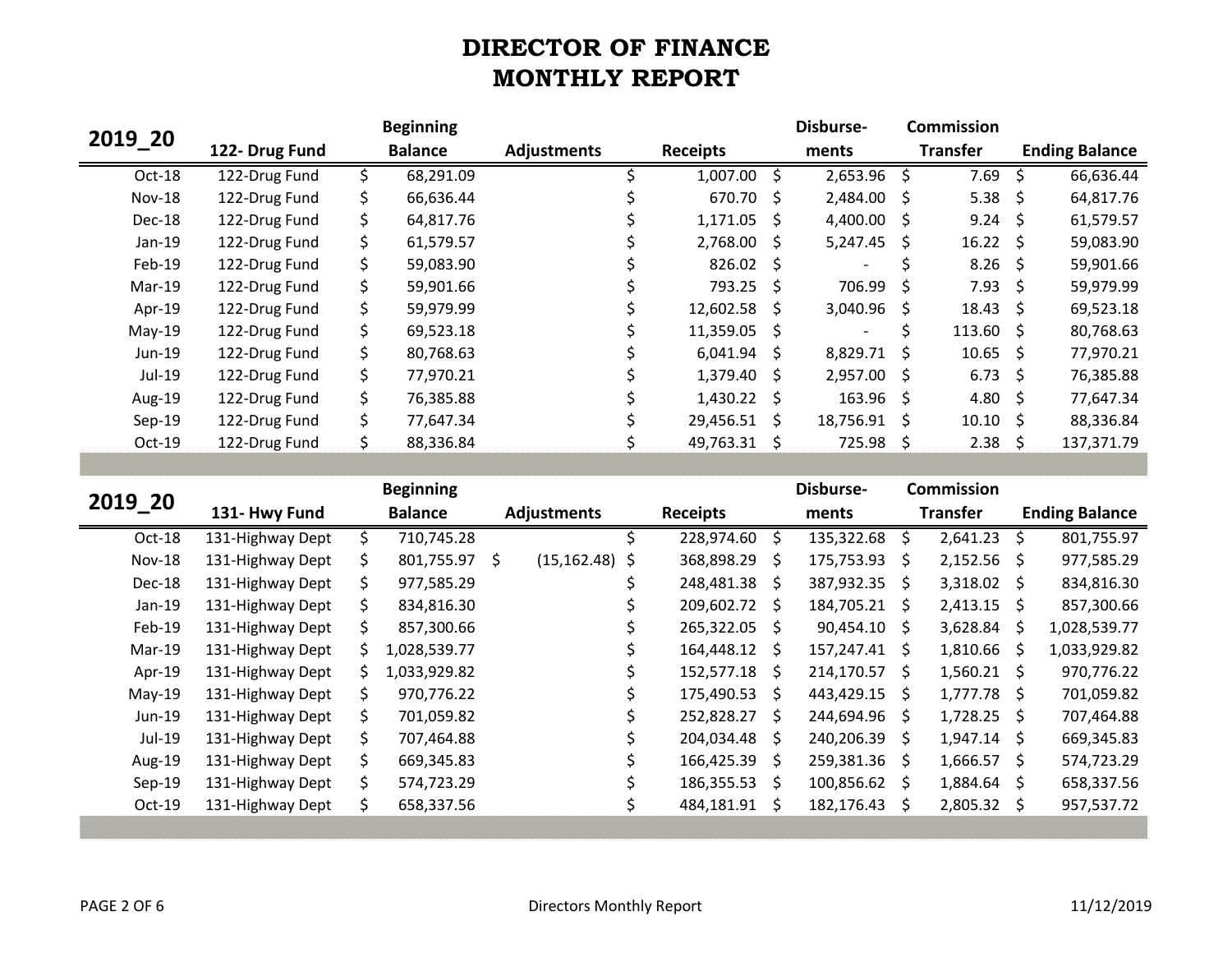# DIRECTOR OF FINANCE
# MONTHLY REPORT

| 2019_20 | 122- Drug Fund | Beginning Balance | Adjustments | Receipts | Disburse-ments | Commission Transfer | Ending Balance |
|---|---|---|---|---|---|---|---|
| Oct-18 | 122-Drug Fund | $ 68,291.09 | | $ 1,007.00 | $ 2,653.96 | $ 7.69 | $ 66,636.44 |
| Nov-18 | 122-Drug Fund | $ 66,636.44 | | $ 670.70 | $ 2,484.00 | $ 5.38 | $ 64,817.76 |
| Dec-18 | 122-Drug Fund | $ 64,817.76 | | $ 1,171.05 | $ 4,400.00 | $ 9.24 | $ 61,579.57 |
| Jan-19 | 122-Drug Fund | $ 61,579.57 | | $ 2,768.00 | $ 5,247.45 | $ 16.22 | $ 59,083.90 |
| Feb-19 | 122-Drug Fund | $ 59,083.90 | | $ 826.02 | $ - | $ 8.26 | $ 59,901.66 |
| Mar-19 | 122-Drug Fund | $ 59,901.66 | | $ 793.25 | $ 706.99 | $ 7.93 | $ 59,979.99 |
| Apr-19 | 122-Drug Fund | $ 59,979.99 | | $ 12,602.58 | $ 3,040.96 | $ 18.43 | $ 69,523.18 |
| May-19 | 122-Drug Fund | $ 69,523.18 | | $ 11,359.05 | $ - | $ 113.60 | $ 80,768.63 |
| Jun-19 | 122-Drug Fund | $ 80,768.63 | | $ 6,041.94 | $ 8,829.71 | $ 10.65 | $ 77,970.21 |
| Jul-19 | 122-Drug Fund | $ 77,970.21 | | $ 1,379.40 | $ 2,957.00 | $ 6.73 | $ 76,385.88 |
| Aug-19 | 122-Drug Fund | $ 76,385.88 | | $ 1,430.22 | $ 163.96 | $ 4.80 | $ 77,647.34 |
| Sep-19 | 122-Drug Fund | $ 77,647.34 | | $ 29,456.51 | $ 18,756.91 | $ 10.10 | $ 88,336.84 |
| Oct-19 | 122-Drug Fund | $ 88,336.84 | | $ 49,763.31 | $ 725.98 | $ 2.38 | $ 137,371.79 |

| 2019_20 | 131- Hwy Fund | Beginning Balance | Adjustments | Receipts | Disburse-ments | Commission Transfer | Ending Balance |
|---|---|---|---|---|---|---|---|
| Oct-18 | 131-Highway Dept | $ 710,745.28 | | $ 228,974.60 | $ 135,322.68 | $ 2,641.23 | $ 801,755.97 |
| Nov-18 | 131-Highway Dept | $ 801,755.97 | $ (15,162.48) | $ 368,898.29 | $ 175,753.93 | $ 2,152.56 | $ 977,585.29 |
| Dec-18 | 131-Highway Dept | $ 977,585.29 | | $ 248,481.38 | $ 387,932.35 | $ 3,318.02 | $ 834,816.30 |
| Jan-19 | 131-Highway Dept | $ 834,816.30 | | $ 209,602.72 | $ 184,705.21 | $ 2,413.15 | $ 857,300.66 |
| Feb-19 | 131-Highway Dept | $ 857,300.66 | | $ 265,322.05 | $ 90,454.10 | $ 3,628.84 | $ 1,028,539.77 |
| Mar-19 | 131-Highway Dept | $ 1,028,539.77 | | $ 164,448.12 | $ 157,247.41 | $ 1,810.66 | $ 1,033,929.82 |
| Apr-19 | 131-Highway Dept | $ 1,033,929.82 | | $ 152,577.18 | $ 214,170.57 | $ 1,560.21 | $ 970,776.22 |
| May-19 | 131-Highway Dept | $ 970,776.22 | | $ 175,490.53 | $ 443,429.15 | $ 1,777.78 | $ 701,059.82 |
| Jun-19 | 131-Highway Dept | $ 701,059.82 | | $ 252,828.27 | $ 244,694.96 | $ 1,728.25 | $ 707,464.88 |
| Jul-19 | 131-Highway Dept | $ 707,464.88 | | $ 204,034.48 | $ 240,206.39 | $ 1,947.14 | $ 669,345.83 |
| Aug-19 | 131-Highway Dept | $ 669,345.83 | | $ 166,425.39 | $ 259,381.36 | $ 1,666.57 | $ 574,723.29 |
| Sep-19 | 131-Highway Dept | $ 574,723.29 | | $ 186,355.53 | $ 100,856.62 | $ 1,884.64 | $ 658,337.56 |
| Oct-19 | 131-Highway Dept | $ 658,337.56 | | $ 484,181.91 | $ 182,176.43 | $ 2,805.32 | $ 957,537.72 |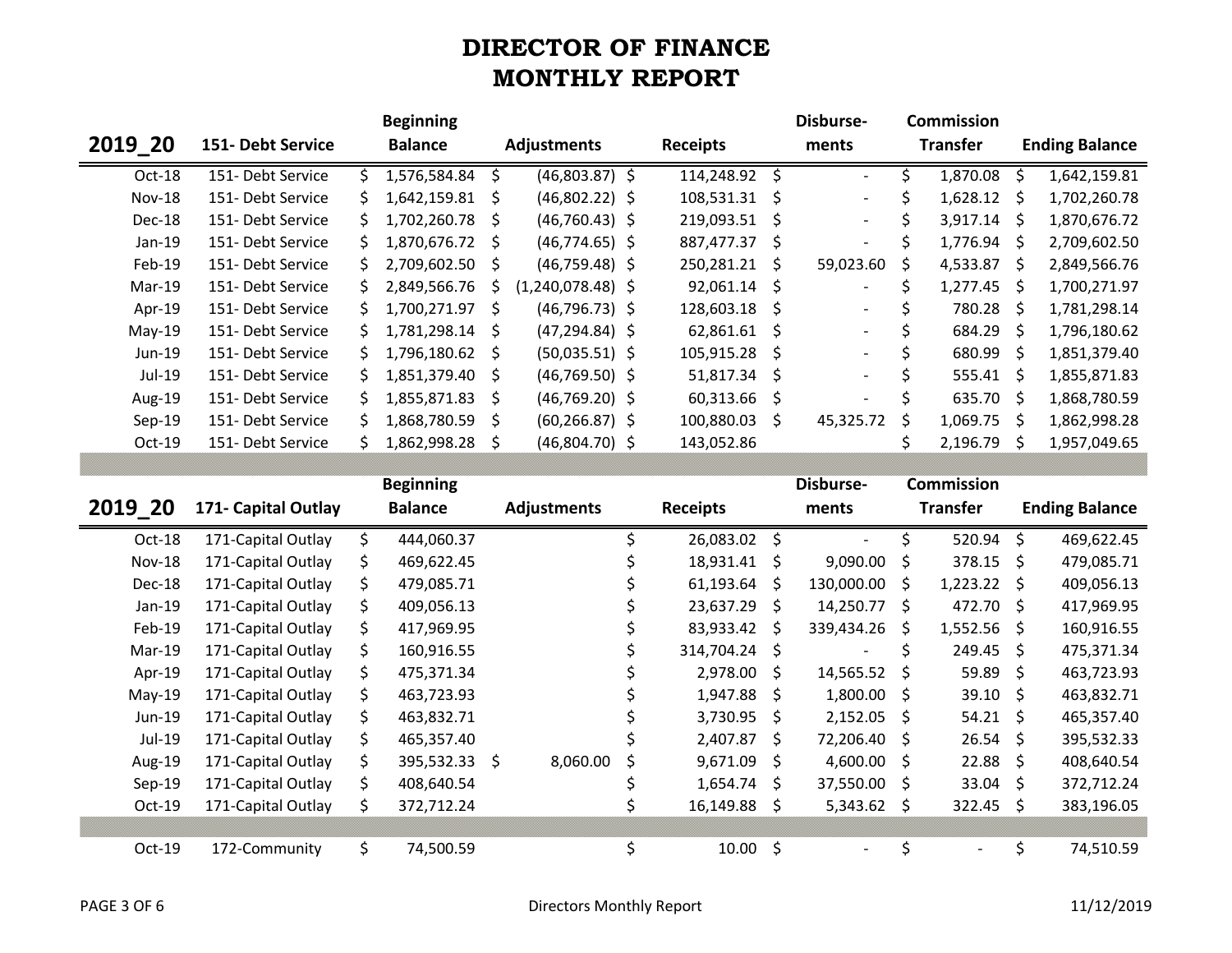# DIRECTOR OF FINANCE
# MONTHLY REPORT

| 2019_20 | 151- Debt Service | Beginning Balance | Adjustments | Receipts | Disburse-ments | Commission Transfer | Ending Balance |
|---|---|---|---|---|---|---|---|
| Oct-18 | 151- Debt Service | $ 1,576,584.84 | $ (46,803.87) | $ 114,248.92 | $ - | $ 1,870.08 | $ 1,642,159.81 |
| Nov-18 | 151- Debt Service | $ 1,642,159.81 | $ (46,802.22) | $ 108,531.31 | $ - | $ 1,628.12 | $ 1,702,260.78 |
| Dec-18 | 151- Debt Service | $ 1,702,260.78 | $ (46,760.43) | $ 219,093.51 | $ - | $ 3,917.14 | $ 1,870,676.72 |
| Jan-19 | 151- Debt Service | $ 1,870,676.72 | $ (46,774.65) | $ 887,477.37 | $ - | $ 1,776.94 | $ 2,709,602.50 |
| Feb-19 | 151- Debt Service | $ 2,709,602.50 | $ (46,759.48) | $ 250,281.21 | $ 59,023.60 | $ 4,533.87 | $ 2,849,566.76 |
| Mar-19 | 151- Debt Service | $ 2,849,566.76 | $ (1,240,078.48) | $ 92,061.14 | $ - | $ 1,277.45 | $ 1,700,271.97 |
| Apr-19 | 151- Debt Service | $ 1,700,271.97 | $ (46,796.73) | $ 128,603.18 | $ - | $ 780.28 | $ 1,781,298.14 |
| May-19 | 151- Debt Service | $ 1,781,298.14 | $ (47,294.84) | $ 62,861.61 | $ - | $ 684.29 | $ 1,796,180.62 |
| Jun-19 | 151- Debt Service | $ 1,796,180.62 | $ (50,035.51) | $ 105,915.28 | $ - | $ 680.99 | $ 1,851,379.40 |
| Jul-19 | 151- Debt Service | $ 1,851,379.40 | $ (46,769.50) | $ 51,817.34 | $ - | $ 555.41 | $ 1,855,871.83 |
| Aug-19 | 151- Debt Service | $ 1,855,871.83 | $ (46,769.20) | $ 60,313.66 | $ - | $ 635.70 | $ 1,868,780.59 |
| Sep-19 | 151- Debt Service | $ 1,868,780.59 | $ (60,266.87) | $ 100,880.03 | $ 45,325.72 | $ 1,069.75 | $ 1,862,998.28 |
| Oct-19 | 151- Debt Service | $ 1,862,998.28 | $ (46,804.70) | $ 143,052.86 | | $ 2,196.79 | $ 1,957,049.65 |

| 2019_20 | 171- Capital Outlay | Beginning Balance | Adjustments | Receipts | Disburse-ments | Commission Transfer | Ending Balance |
|---|---|---|---|---|---|---|---|
| Oct-18 | 171-Capital Outlay | $ 444,060.37 | | $ 26,083.02 | $ - | $ 520.94 | $ 469,622.45 |
| Nov-18 | 171-Capital Outlay | $ 469,622.45 | | $ 18,931.41 | $ 9,090.00 | $ 378.15 | $ 479,085.71 |
| Dec-18 | 171-Capital Outlay | $ 479,085.71 | | $ 61,193.64 | $ 130,000.00 | $ 1,223.22 | $ 409,056.13 |
| Jan-19 | 171-Capital Outlay | $ 409,056.13 | | $ 23,637.29 | $ 14,250.77 | $ 472.70 | $ 417,969.95 |
| Feb-19 | 171-Capital Outlay | $ 417,969.95 | | $ 83,933.42 | $ 339,434.26 | $ 1,552.56 | $ 160,916.55 |
| Mar-19 | 171-Capital Outlay | $ 160,916.55 | | $ 314,704.24 | $ - | $ 249.45 | $ 475,371.34 |
| Apr-19 | 171-Capital Outlay | $ 475,371.34 | | $ 2,978.00 | $ 14,565.52 | $ 59.89 | $ 463,723.93 |
| May-19 | 171-Capital Outlay | $ 463,723.93 | | $ 1,947.88 | $ 1,800.00 | $ 39.10 | $ 463,832.71 |
| Jun-19 | 171-Capital Outlay | $ 463,832.71 | | $ 3,730.95 | $ 2,152.05 | $ 54.21 | $ 465,357.40 |
| Jul-19 | 171-Capital Outlay | $ 465,357.40 | | $ 2,407.87 | $ 72,206.40 | $ 26.54 | $ 395,532.33 |
| Aug-19 | 171-Capital Outlay | $ 395,532.33 | $ 8,060.00 | $ 9,671.09 | $ 4,600.00 | $ 22.88 | $ 408,640.54 |
| Sep-19 | 171-Capital Outlay | $ 408,640.54 | | $ 1,654.74 | $ 37,550.00 | $ 33.04 | $ 372,712.24 |
| Oct-19 | 171-Capital Outlay | $ 372,712.24 | | $ 16,149.88 | $ 5,343.62 | $ 322.45 | $ 383,196.05 |

| Month | Fund | Beginning Balance | Adjustments | Receipts | Disburse-ments | Commission Transfer | Ending Balance |
|---|---|---|---|---|---|---|---|
| Oct-19 | 172-Community | $ 74,500.59 | | $ 10.00 | $ - | $ - | $ 74,510.59 |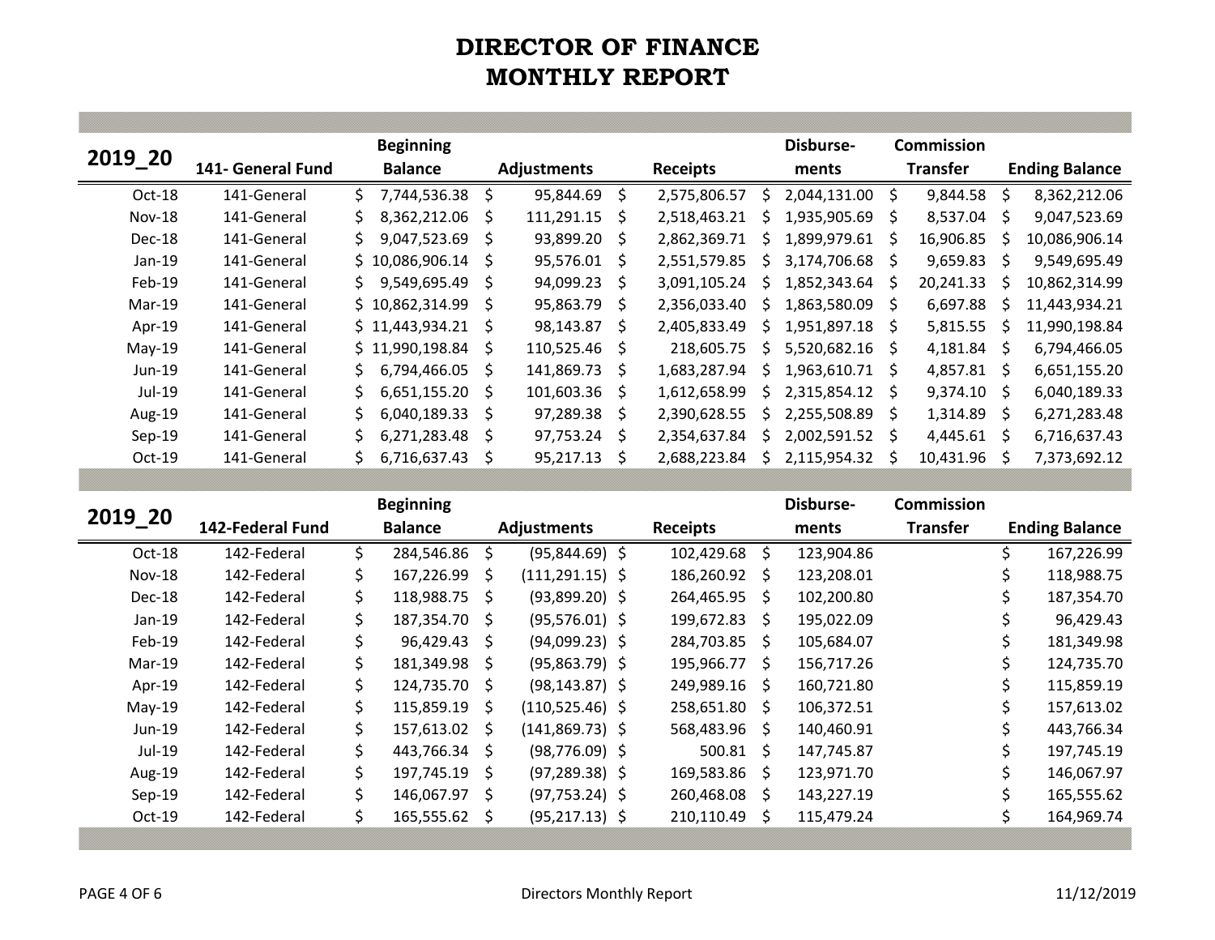# DIRECTOR OF FINANCE
# MONTHLY REPORT

| 2019_20 | 141- General Fund | Beginning Balance | Adjustments | Receipts | Disburse-ments | Commission Transfer | Ending Balance |
|---|---|---|---|---|---|---|---|
| Oct-18 | 141-General | $ 7,744,536.38 | $ 95,844.69 | $ 2,575,806.57 | $ 2,044,131.00 | $ 9,844.58 | $ 8,362,212.06 |
| Nov-18 | 141-General | $ 8,362,212.06 | $ 111,291.15 | $ 2,518,463.21 | $ 1,935,905.69 | $ 8,537.04 | $ 9,047,523.69 |
| Dec-18 | 141-General | $ 9,047,523.69 | $ 93,899.20 | $ 2,862,369.71 | $ 1,899,979.61 | $ 16,906.85 | $ 10,086,906.14 |
| Jan-19 | 141-General | $ 10,086,906.14 | $ 95,576.01 | $ 2,551,579.85 | $ 3,174,706.68 | $ 9,659.83 | $ 9,549,695.49 |
| Feb-19 | 141-General | $ 9,549,695.49 | $ 94,099.23 | $ 3,091,105.24 | $ 1,852,343.64 | $ 20,241.33 | $ 10,862,314.99 |
| Mar-19 | 141-General | $ 10,862,314.99 | $ 95,863.79 | $ 2,356,033.40 | $ 1,863,580.09 | $ 6,697.88 | $ 11,443,934.21 |
| Apr-19 | 141-General | $ 11,443,934.21 | $ 98,143.87 | $ 2,405,833.49 | $ 1,951,897.18 | $ 5,815.55 | $ 11,990,198.84 |
| May-19 | 141-General | $ 11,990,198.84 | $ 110,525.46 | $ 218,605.75 | $ 5,520,682.16 | $ 4,181.84 | $ 6,794,466.05 |
| Jun-19 | 141-General | $ 6,794,466.05 | $ 141,869.73 | $ 1,683,287.94 | $ 1,963,610.71 | $ 4,857.81 | $ 6,651,155.20 |
| Jul-19 | 141-General | $ 6,651,155.20 | $ 101,603.36 | $ 1,612,658.99 | $ 2,315,854.12 | $ 9,374.10 | $ 6,040,189.33 |
| Aug-19 | 141-General | $ 6,040,189.33 | $ 97,289.38 | $ 2,390,628.55 | $ 2,255,508.89 | $ 1,314.89 | $ 6,271,283.48 |
| Sep-19 | 141-General | $ 6,271,283.48 | $ 97,753.24 | $ 2,354,637.84 | $ 2,002,591.52 | $ 4,445.61 | $ 6,716,637.43 |
| Oct-19 | 141-General | $ 6,716,637.43 | $ 95,217.13 | $ 2,688,223.84 | $ 2,115,954.32 | $ 10,431.96 | $ 7,373,692.12 |

| 2019_20 | 142-Federal Fund | Beginning Balance | Adjustments | Receipts | Disburse-ments | Commission Transfer | Ending Balance |
|---|---|---|---|---|---|---|---|
| Oct-18 | 142-Federal | $ 284,546.86 | $ (95,844.69) | $ 102,429.68 | $ 123,904.86 | | $ 167,226.99 |
| Nov-18 | 142-Federal | $ 167,226.99 | $ (111,291.15) | $ 186,260.92 | $ 123,208.01 | | $ 118,988.75 |
| Dec-18 | 142-Federal | $ 118,988.75 | $ (93,899.20) | $ 264,465.95 | $ 102,200.80 | | $ 187,354.70 |
| Jan-19 | 142-Federal | $ 187,354.70 | $ (95,576.01) | $ 199,672.83 | $ 195,022.09 | | $ 96,429.43 |
| Feb-19 | 142-Federal | $ 96,429.43 | $ (94,099.23) | $ 284,703.85 | $ 105,684.07 | | $ 181,349.98 |
| Mar-19 | 142-Federal | $ 181,349.98 | $ (95,863.79) | $ 195,966.77 | $ 156,717.26 | | $ 124,735.70 |
| Apr-19 | 142-Federal | $ 124,735.70 | $ (98,143.87) | $ 249,989.16 | $ 160,721.80 | | $ 115,859.19 |
| May-19 | 142-Federal | $ 115,859.19 | $ (110,525.46) | $ 258,651.80 | $ 106,372.51 | | $ 157,613.02 |
| Jun-19 | 142-Federal | $ 157,613.02 | $ (141,869.73) | $ 568,483.96 | $ 140,460.91 | | $ 443,766.34 |
| Jul-19 | 142-Federal | $ 443,766.34 | $ (98,776.09) | $ 500.81 | $ 147,745.87 | | $ 197,745.19 |
| Aug-19 | 142-Federal | $ 197,745.19 | $ (97,289.38) | $ 169,583.86 | $ 123,971.70 | | $ 146,067.97 |
| Sep-19 | 142-Federal | $ 146,067.97 | $ (97,753.24) | $ 260,468.08 | $ 143,227.19 | | $ 165,555.62 |
| Oct-19 | 142-Federal | $ 165,555.62 | $ (95,217.13) | $ 210,110.49 | $ 115,479.24 | | $ 164,969.74 |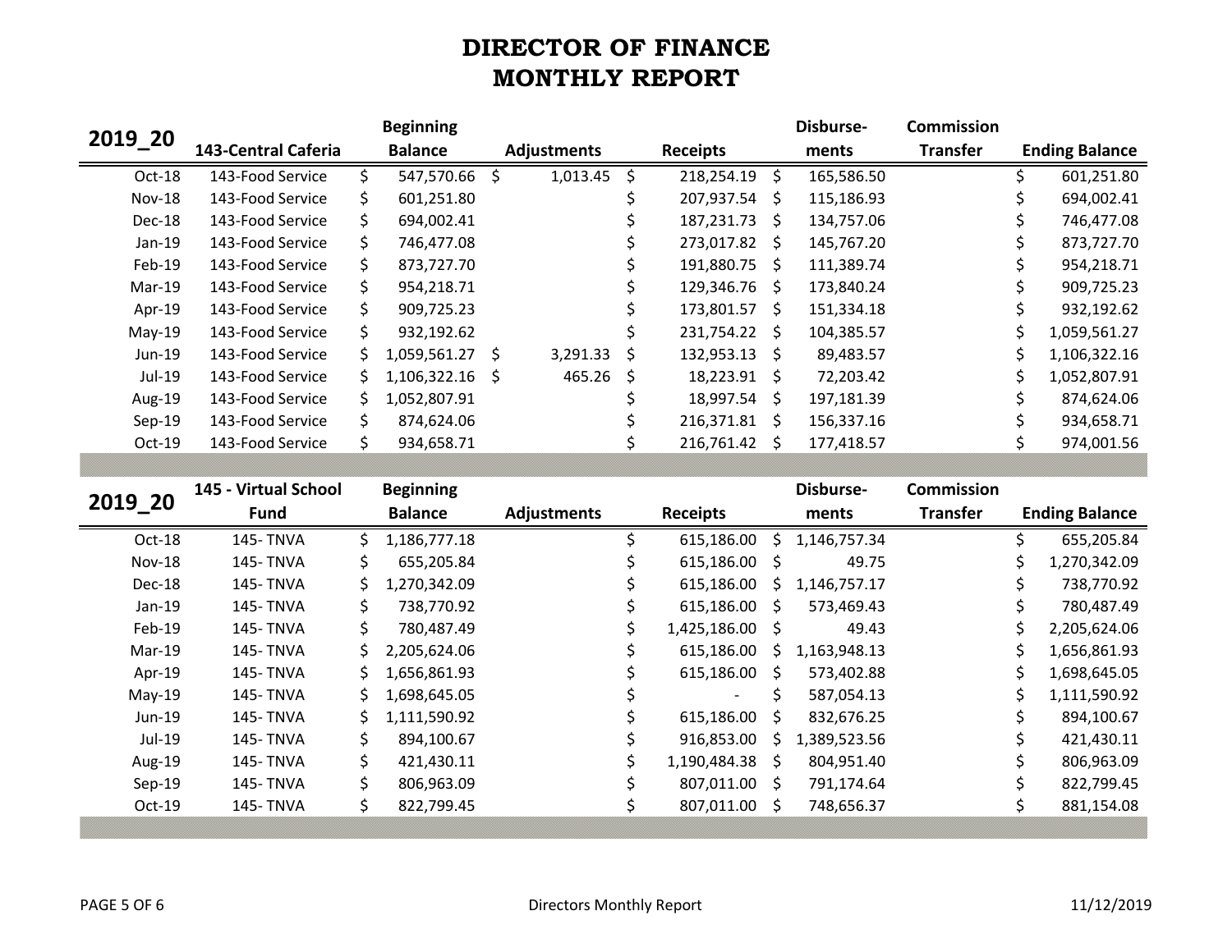# DIRECTOR OF FINANCE
# MONTHLY REPORT

| 2019_20 | 143-Central Caferia | Beginning Balance | Adjustments | Receipts | Disburse-ments | Commission Transfer | Ending Balance |
|---|---|---|---|---|---|---|---|
| Oct-18 | 143-Food Service | $ 547,570.66 | $ 1,013.45 | $ 218,254.19 | $ 165,586.50 | | $ 601,251.80 |
| Nov-18 | 143-Food Service | $ 601,251.80 | | $ 207,937.54 | $ 115,186.93 | | $ 694,002.41 |
| Dec-18 | 143-Food Service | $ 694,002.41 | | $ 187,231.73 | $ 134,757.06 | | $ 746,477.08 |
| Jan-19 | 143-Food Service | $ 746,477.08 | | $ 273,017.82 | $ 145,767.20 | | $ 873,727.70 |
| Feb-19 | 143-Food Service | $ 873,727.70 | | $ 191,880.75 | $ 111,389.74 | | $ 954,218.71 |
| Mar-19 | 143-Food Service | $ 954,218.71 | | $ 129,346.76 | $ 173,840.24 | | $ 909,725.23 |
| Apr-19 | 143-Food Service | $ 909,725.23 | | $ 173,801.57 | $ 151,334.18 | | $ 932,192.62 |
| May-19 | 143-Food Service | $ 932,192.62 | | $ 231,754.22 | $ 104,385.57 | | $ 1,059,561.27 |
| Jun-19 | 143-Food Service | $ 1,059,561.27 | $ 3,291.33 | $ 132,953.13 | $ 89,483.57 | | $ 1,106,322.16 |
| Jul-19 | 143-Food Service | $ 1,106,322.16 | $ 465.26 | $ 18,223.91 | $ 72,203.42 | | $ 1,052,807.91 |
| Aug-19 | 143-Food Service | $ 1,052,807.91 | | $ 18,997.54 | $ 197,181.39 | | $ 874,624.06 |
| Sep-19 | 143-Food Service | $ 874,624.06 | | $ 216,371.81 | $ 156,337.16 | | $ 934,658.71 |
| Oct-19 | 143-Food Service | $ 934,658.71 | | $ 216,761.42 | $ 177,418.57 | | $ 974,001.56 |

| 2019_20 | 145 - Virtual School Fund | Beginning Balance | Adjustments | Receipts | Disburse-ments | Commission Transfer | Ending Balance |
|---|---|---|---|---|---|---|---|
| Oct-18 | 145- TNVA | $ 1,186,777.18 | | $ 615,186.00 | $ 1,146,757.34 | | $ 655,205.84 |
| Nov-18 | 145- TNVA | $ 655,205.84 | | $ 615,186.00 | $ 49.75 | | $ 1,270,342.09 |
| Dec-18 | 145- TNVA | $ 1,270,342.09 | | $ 615,186.00 | $ 1,146,757.17 | | $ 738,770.92 |
| Jan-19 | 145- TNVA | $ 738,770.92 | | $ 615,186.00 | $ 573,469.43 | | $ 780,487.49 |
| Feb-19 | 145- TNVA | $ 780,487.49 | | $ 1,425,186.00 | $ 49.43 | | $ 2,205,624.06 |
| Mar-19 | 145- TNVA | $ 2,205,624.06 | | $ 615,186.00 | $ 1,163,948.13 | | $ 1,656,861.93 |
| Apr-19 | 145- TNVA | $ 1,656,861.93 | | $ 615,186.00 | $ 573,402.88 | | $ 1,698,645.05 |
| May-19 | 145- TNVA | $ 1,698,645.05 | | $ - | $ 587,054.13 | | $ 1,111,590.92 |
| Jun-19 | 145- TNVA | $ 1,111,590.92 | | $ 615,186.00 | $ 832,676.25 | | $ 894,100.67 |
| Jul-19 | 145- TNVA | $ 894,100.67 | | $ 916,853.00 | $ 1,389,523.56 | | $ 421,430.11 |
| Aug-19 | 145- TNVA | $ 421,430.11 | | $ 1,190,484.38 | $ 804,951.40 | | $ 806,963.09 |
| Sep-19 | 145- TNVA | $ 806,963.09 | | $ 807,011.00 | $ 791,174.64 | | $ 822,799.45 |
| Oct-19 | 145- TNVA | $ 822,799.45 | | $ 807,011.00 | $ 748,656.37 | | $ 881,154.08 |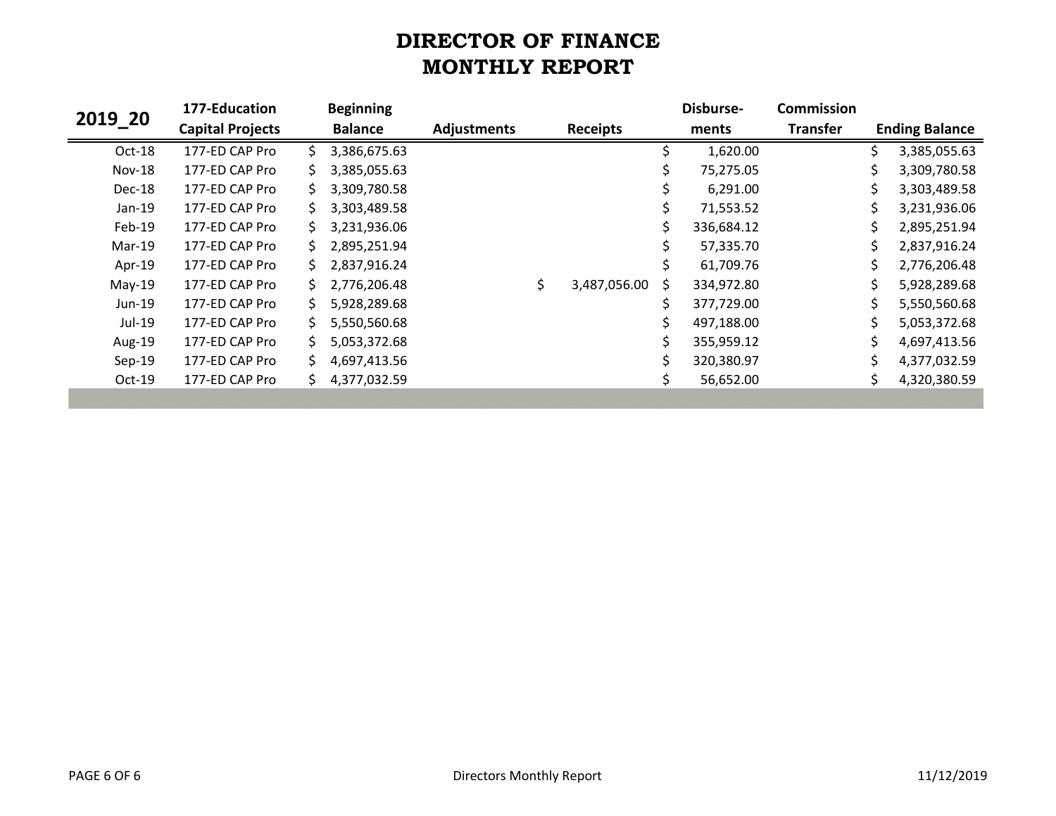# DIRECTOR OF FINANCE
# MONTHLY REPORT

| 2019_20 | 177-Education Capital Projects | Beginning Balance | Adjustments | Receipts | Disburse-ments | Commission Transfer | Ending Balance |
|---|---|---|---|---|---|---|---|
| Oct-18 | 177-ED CAP Pro | $ 3,386,675.63 | | | $ 1,620.00 | | $ 3,385,055.63 |
| Nov-18 | 177-ED CAP Pro | $ 3,385,055.63 | | | $ 75,275.05 | | $ 3,309,780.58 |
| Dec-18 | 177-ED CAP Pro | $ 3,309,780.58 | | | $ 6,291.00 | | $ 3,303,489.58 |
| Jan-19 | 177-ED CAP Pro | $ 3,303,489.58 | | | $ 71,553.52 | | $ 3,231,936.06 |
| Feb-19 | 177-ED CAP Pro | $ 3,231,936.06 | | | $ 336,684.12 | | $ 2,895,251.94 |
| Mar-19 | 177-ED CAP Pro | $ 2,895,251.94 | | | $ 57,335.70 | | $ 2,837,916.24 |
| Apr-19 | 177-ED CAP Pro | $ 2,837,916.24 | | | $ 61,709.76 | | $ 2,776,206.48 |
| May-19 | 177-ED CAP Pro | $ 2,776,206.48 | | $ 3,487,056.00 | $ 334,972.80 | | $ 5,928,289.68 |
| Jun-19 | 177-ED CAP Pro | $ 5,928,289.68 | | | $ 377,729.00 | | $ 5,550,560.68 |
| Jul-19 | 177-ED CAP Pro | $ 5,550,560.68 | | | $ 497,188.00 | | $ 5,053,372.68 |
| Aug-19 | 177-ED CAP Pro | $ 5,053,372.68 | | | $ 355,959.12 | | $ 4,697,413.56 |
| Sep-19 | 177-ED CAP Pro | $ 4,697,413.56 | | | $ 320,380.97 | | $ 4,377,032.59 |
| Oct-19 | 177-ED CAP Pro | $ 4,377,032.59 | | | $ 56,652.00 | | $ 4,320,380.59 |

Directors Monthly Report 11/12/2019